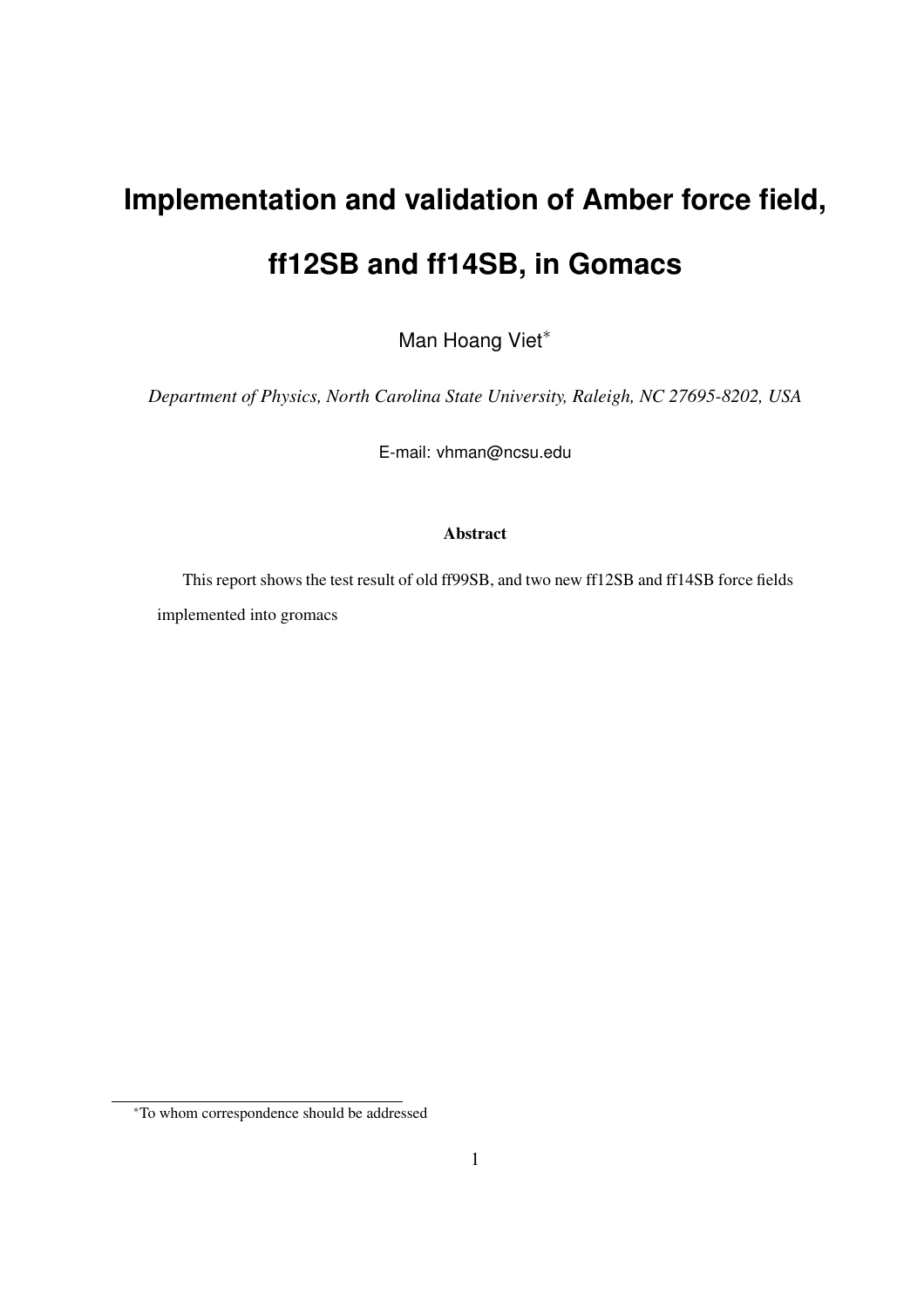# Implementation and validation of Amber force field, ff12SB and ff14SB, in Gomacs

Man Hoang Viet*

*Department of Physics, North Carolina State University, Raleigh, NC 27695-8202, USA*

E-mail: vhman@ncsu.edu

### Abstract

This report shows the test result of old ff99SB, and two new ff12SB and ff14SB force fields implemented into gromacs

*To whom correspondence should be addressed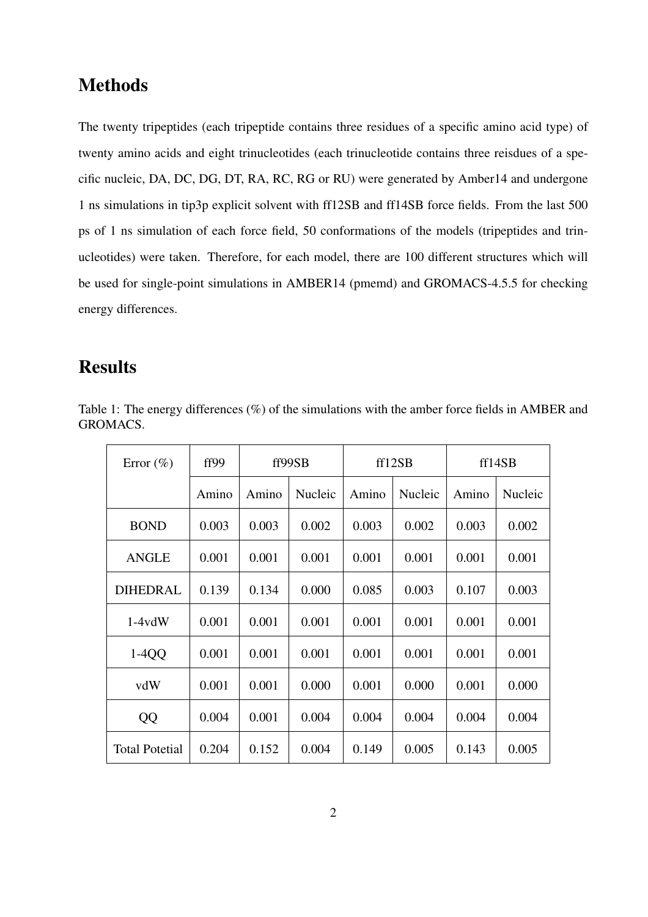## Methods

The twenty tripeptides (each tripeptide contains three residues of a specific amino acid type) of twenty amino acids and eight trinucleotides (each trinucleotide contains three reisdues of a specific nucleic, DA, DC, DG, DT, RA, RC, RG or RU) were generated by Amber14 and undergone 1 ns simulations in tip3p explicit solvent with ff12SB and ff14SB force fields. From the last 500 ps of 1 ns simulation of each force field, 50 conformations of the models (tripeptides and trinucleotides) were taken. Therefore, for each model, there are 100 different structures which will be used for single-point simulations in AMBER14 (pmemd) and GROMACS-4.5.5 for checking energy differences.

## Results

Table 1: The energy differences (%) of the simulations with the amber force fields in AMBER and GROMACS.

| Error (%) | ff99 | ff99SB | | ff12SB | | ff14SB | |
|---|---|---|---|---|---|---|---|
| | Amino | Amino | Nucleic | Amino | Nucleic | Amino | Nucleic |
| BOND | 0.003 | 0.003 | 0.002 | 0.003 | 0.002 | 0.003 | 0.002 |
| ANGLE | 0.001 | 0.001 | 0.001 | 0.001 | 0.001 | 0.001 | 0.001 |
| DIHEDRAL | 0.139 | 0.134 | 0.000 | 0.085 | 0.003 | 0.107 | 0.003 |
| 1-4vdW | 0.001 | 0.001 | 0.001 | 0.001 | 0.001 | 0.001 | 0.001 |
| 1-4QQ | 0.001 | 0.001 | 0.001 | 0.001 | 0.001 | 0.001 | 0.001 |
| vdW | 0.001 | 0.001 | 0.000 | 0.001 | 0.000 | 0.001 | 0.000 |
| QQ | 0.004 | 0.001 | 0.004 | 0.004 | 0.004 | 0.004 | 0.004 |
| Total Potetial | 0.204 | 0.152 | 0.004 | 0.149 | 0.005 | 0.143 | 0.005 |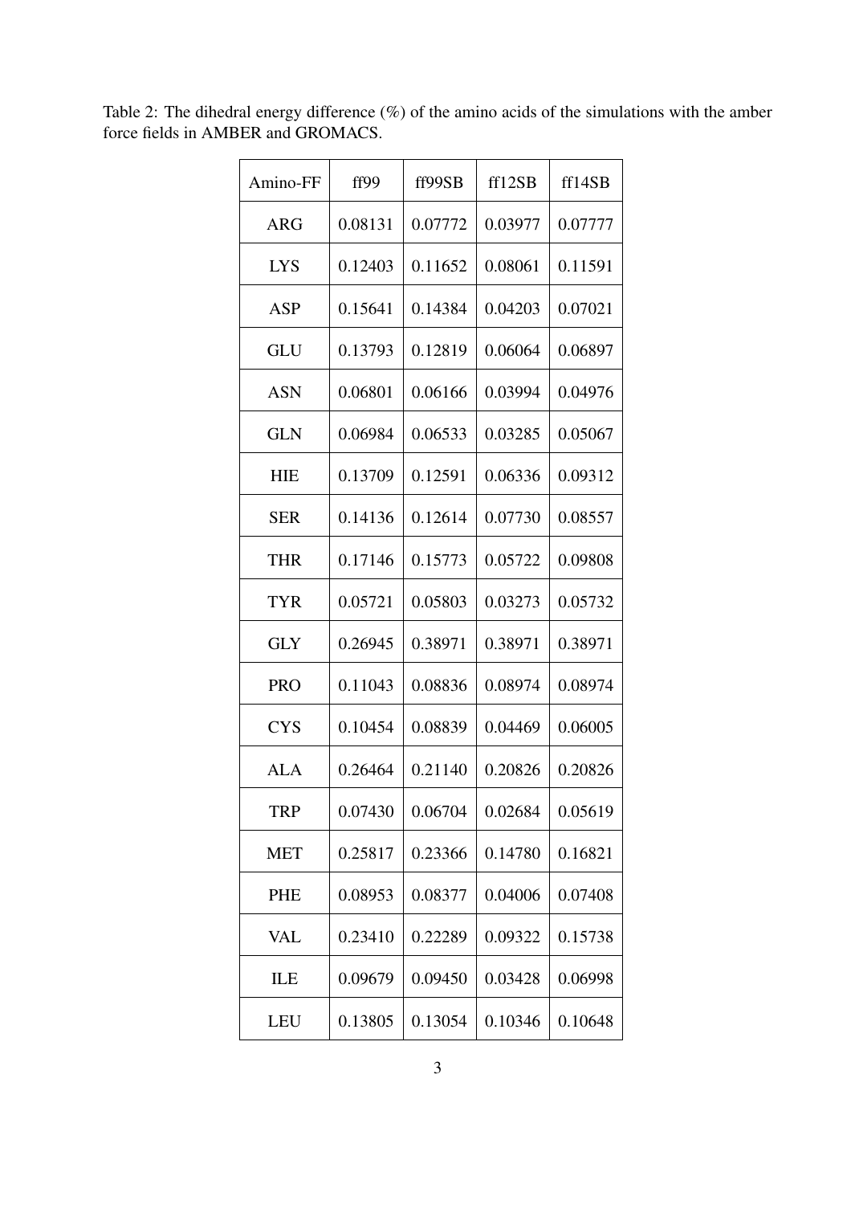Table 2: The dihedral energy difference (%) of the amino acids of the simulations with the amber force fields in AMBER and GROMACS.

| Amino-FF | ff99 | ff99SB | ff12SB | ff14SB |
|---|---|---|---|---|
| ARG | 0.08131 | 0.07772 | 0.03977 | 0.07777 |
| LYS | 0.12403 | 0.11652 | 0.08061 | 0.11591 |
| ASP | 0.15641 | 0.14384 | 0.04203 | 0.07021 |
| GLU | 0.13793 | 0.12819 | 0.06064 | 0.06897 |
| ASN | 0.06801 | 0.06166 | 0.03994 | 0.04976 |
| GLN | 0.06984 | 0.06533 | 0.03285 | 0.05067 |
| HIE | 0.13709 | 0.12591 | 0.06336 | 0.09312 |
| SER | 0.14136 | 0.12614 | 0.07730 | 0.08557 |
| THR | 0.17146 | 0.15773 | 0.05722 | 0.09808 |
| TYR | 0.05721 | 0.05803 | 0.03273 | 0.05732 |
| GLY | 0.26945 | 0.38971 | 0.38971 | 0.38971 |
| PRO | 0.11043 | 0.08836 | 0.08974 | 0.08974 |
| CYS | 0.10454 | 0.08839 | 0.04469 | 0.06005 |
| ALA | 0.26464 | 0.21140 | 0.20826 | 0.20826 |
| TRP | 0.07430 | 0.06704 | 0.02684 | 0.05619 |
| MET | 0.25817 | 0.23366 | 0.14780 | 0.16821 |
| PHE | 0.08953 | 0.08377 | 0.04006 | 0.07408 |
| VAL | 0.23410 | 0.22289 | 0.09322 | 0.15738 |
| ILE | 0.09679 | 0.09450 | 0.03428 | 0.06998 |
| LEU | 0.13805 | 0.13054 | 0.10346 | 0.10648 |